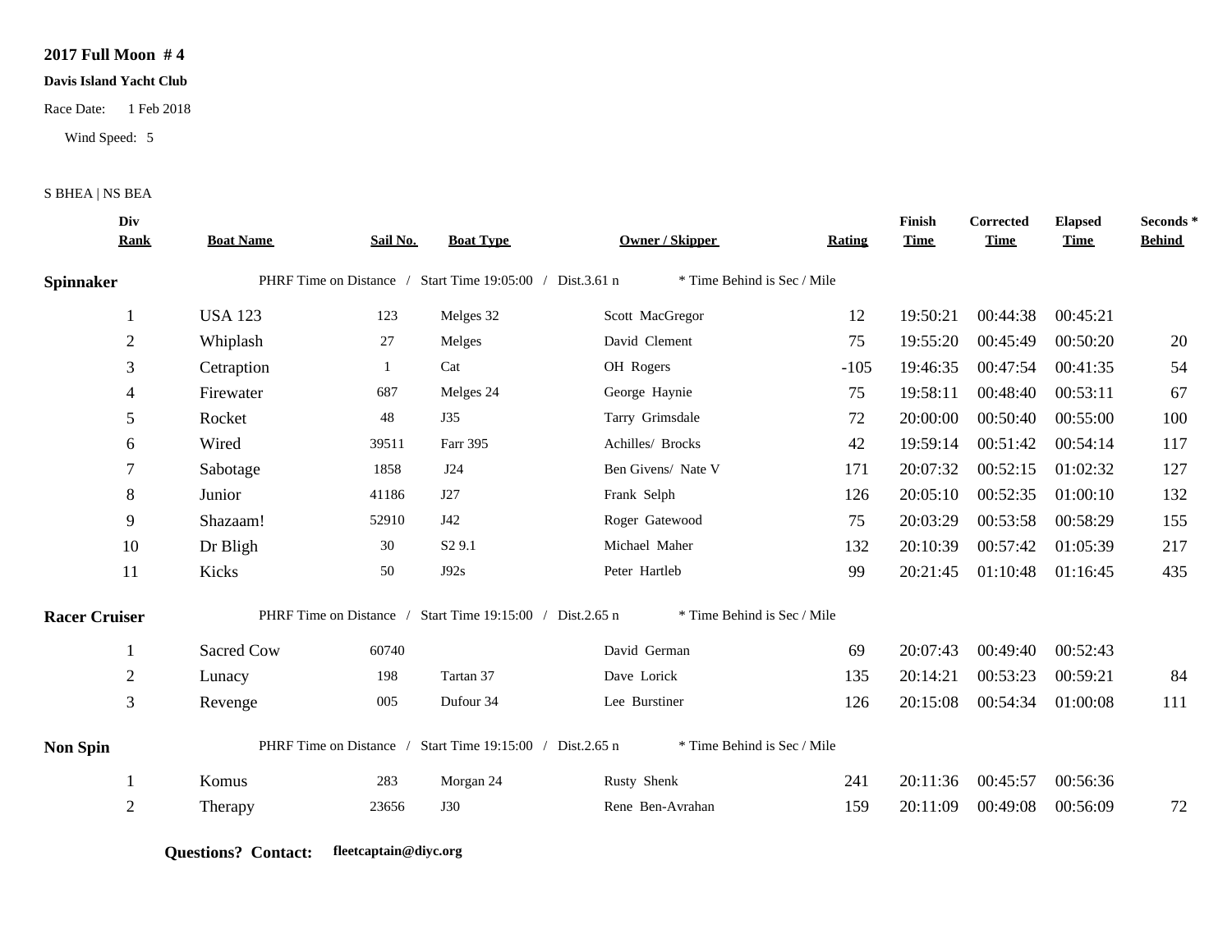**2017 Full Moon # 4**

**Davis Island Yacht Club**

Race Date: 1 Feb 2018

Wind Speed: 5

S BHEA | NS BEA

| Div Rank | Boat Name | Sail No. | Boat Type | Owner / Skipper | Rating | Finish Time | Corrected Time | Elapsed Time | Seconds * Behind |
|---|---|---|---|---|---|---|---|---|---|
| **Spinnaker** | PHRF Time on Distance / Start Time 19:05:00 / Dist.3.61 n | | | * Time Behind is Sec / Mile | | | | | |
| 1 | USA 123 | 123 | Melges 32 | Scott MacGregor | 12 | 19:50:21 | 00:44:38 | 00:45:21 | |
| 2 | Whiplash | 27 | Melges | David Clement | 75 | 19:55:20 | 00:45:49 | 00:50:20 | 20 |
| 3 | Cetraption | 1 | Cat | OH Rogers | -105 | 19:46:35 | 00:47:54 | 00:41:35 | 54 |
| 4 | Firewater | 687 | Melges 24 | George Haynie | 75 | 19:58:11 | 00:48:40 | 00:53:11 | 67 |
| 5 | Rocket | 48 | J35 | Tarry Grimsdale | 72 | 20:00:00 | 00:50:40 | 00:55:00 | 100 |
| 6 | Wired | 39511 | Farr 395 | Achilles/ Brocks | 42 | 19:59:14 | 00:51:42 | 00:54:14 | 117 |
| 7 | Sabotage | 1858 | J24 | Ben Givens/ Nate V | 171 | 20:07:32 | 00:52:15 | 01:02:32 | 127 |
| 8 | Junior | 41186 | J27 | Frank Selph | 126 | 20:05:10 | 00:52:35 | 01:00:10 | 132 |
| 9 | Shazaam! | 52910 | J42 | Roger Gatewood | 75 | 20:03:29 | 00:53:58 | 00:58:29 | 155 |
| 10 | Dr Bligh | 30 | S2 9.1 | Michael Maher | 132 | 20:10:39 | 00:57:42 | 01:05:39 | 217 |
| 11 | Kicks | 50 | J92s | Peter Hartleb | 99 | 20:21:45 | 01:10:48 | 01:16:45 | 435 |
| **Racer Cruiser** | PHRF Time on Distance / Start Time 19:15:00 / Dist.2.65 n | | | * Time Behind is Sec / Mile | | | | | |
| 1 | Sacred Cow | 60740 | | David German | 69 | 20:07:43 | 00:49:40 | 00:52:43 | |
| 2 | Lunacy | 198 | Tartan 37 | Dave Lorick | 135 | 20:14:21 | 00:53:23 | 00:59:21 | 84 |
| 3 | Revenge | 005 | Dufour 34 | Lee Burstiner | 126 | 20:15:08 | 00:54:34 | 01:00:08 | 111 |
| **Non Spin** | PHRF Time on Distance / Start Time 19:15:00 / Dist.2.65 n | | | * Time Behind is Sec / Mile | | | | | |
| 1 | Komus | 283 | Morgan 24 | Rusty Shenk | 241 | 20:11:36 | 00:45:57 | 00:56:36 | |
| 2 | Therapy | 23656 | J30 | Rene Ben-Avrahan | 159 | 20:11:09 | 00:49:08 | 00:56:09 | 72 |

**Questions? Contact:** **fleetcaptain@diyc.org**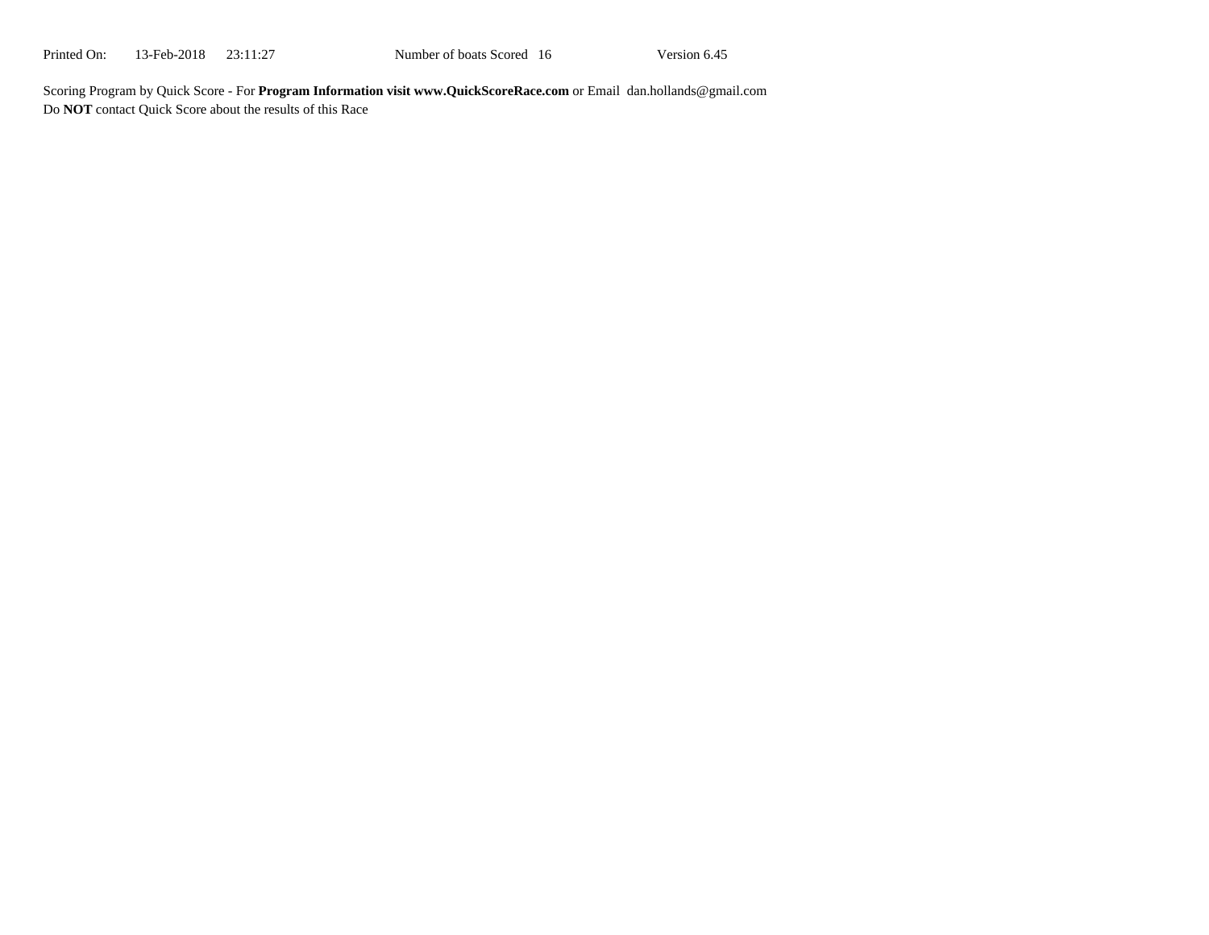Printed On: 13-Feb-2018 23:11:27 Number of boats Scored 16 Version 6.45

Scoring Program by Quick Score - For **Program Information visit www.QuickScoreRace.com** or Email dan.hollands@gmail.com
Do **NOT** contact Quick Score about the results of this Race